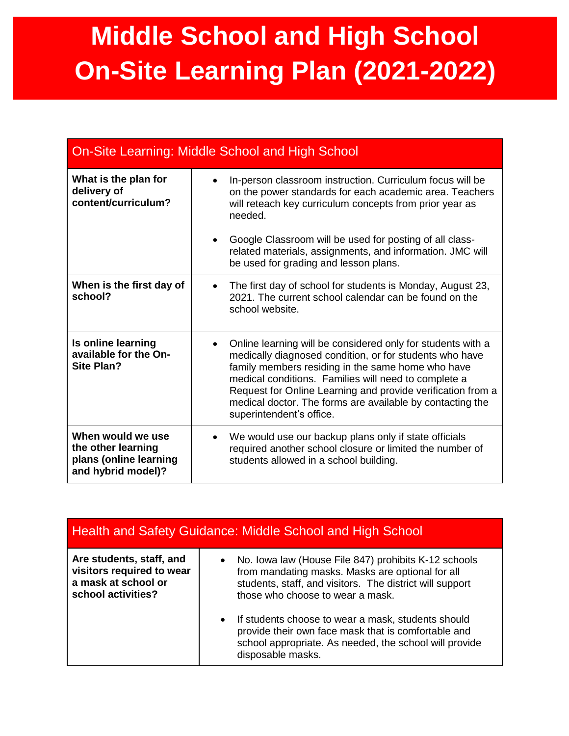# Middle School and High School On-Site Learning Plan (2021-2022)

| On-Site Learning: Middle School and High School | |
|---|---|
| **What is the plan for delivery of content/curriculum?** | • In-person classroom instruction. Curriculum focus will be on the power standards for each academic area. Teachers will reteach key curriculum concepts from prior year as needed.<br><br>• Google Classroom will be used for posting of all class-related materials, assignments, and information. JMC will be used for grading and lesson plans. |
| **When is the first day of school?** | • The first day of school for students is Monday, August 23, 2021. The current school calendar can be found on the school website. |
| **Is online learning available for the On-Site Plan?** | • Online learning will be considered only for students with a medically diagnosed condition, or for students who have family members residing in the same home who have medical conditions. Families will need to complete a Request for Online Learning and provide verification from a medical doctor. The forms are available by contacting the superintendent's office. |
| **When would we use the other learning plans (online learning and hybrid model)?** | • We would use our backup plans only if state officials required another school closure or limited the number of students allowed in a school building. |

| Health and Safety Guidance: Middle School and High School | |
|---|---|
| **Are students, staff, and visitors required to wear a mask at school or school activities?** | • No. Iowa law (House File 847) prohibits K-12 schools from mandating masks. Masks are optional for all students, staff, and visitors. The district will support those who choose to wear a mask.<br><br>• If students choose to wear a mask, students should provide their own face mask that is comfortable and school appropriate. As needed, the school will provide disposable masks. |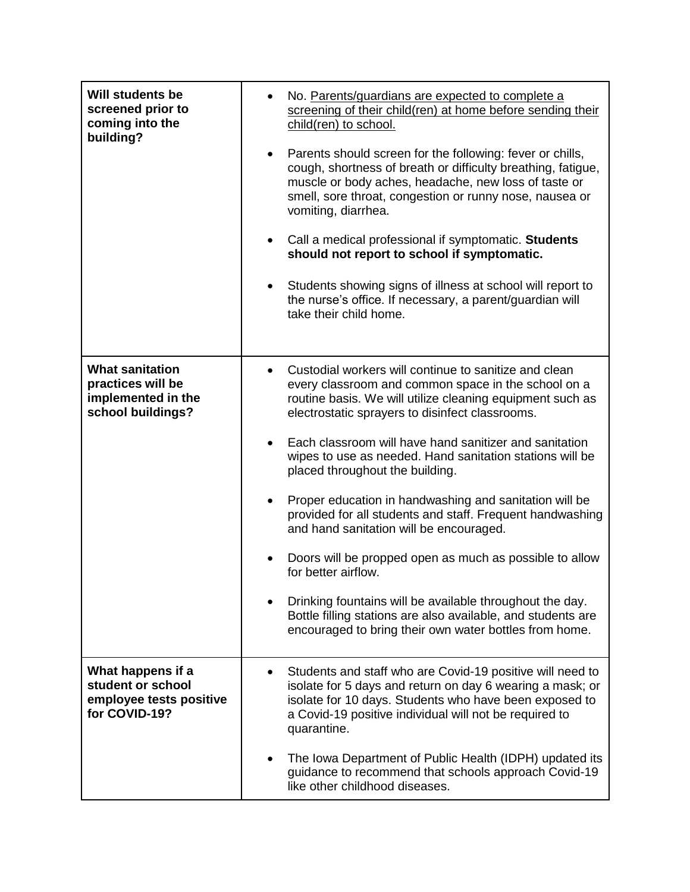| | |
|---|---|
| **Will students be screened prior to coming into the building?** | • No. Parents/guardians are expected to complete a screening of their child(ren) at home before sending their child(ren) to school.<br><br>• Parents should screen for the following: fever or chills, cough, shortness of breath or difficulty breathing, fatigue, muscle or body aches, headache, new loss of taste or smell, sore throat, congestion or runny nose, nausea or vomiting, diarrhea.<br><br>• Call a medical professional if symptomatic. **Students should not report to school if symptomatic.**<br><br>• Students showing signs of illness at school will report to the nurse's office. If necessary, a parent/guardian will take their child home. |
| **What sanitation practices will be implemented in the school buildings?** | • Custodial workers will continue to sanitize and clean every classroom and common space in the school on a routine basis. We will utilize cleaning equipment such as electrostatic sprayers to disinfect classrooms.<br><br>• Each classroom will have hand sanitizer and sanitation wipes to use as needed. Hand sanitation stations will be placed throughout the building.<br><br>• Proper education in handwashing and sanitation will be provided for all students and staff. Frequent handwashing and hand sanitation will be encouraged.<br><br>• Doors will be propped open as much as possible to allow for better airflow.<br><br>• Drinking fountains will be available throughout the day. Bottle filling stations are also available, and students are encouraged to bring their own water bottles from home. |
| **What happens if a student or school employee tests positive for COVID-19?** | • Students and staff who are Covid-19 positive will need to isolate for 5 days and return on day 6 wearing a mask; or isolate for 10 days. Students who have been exposed to a Covid-19 positive individual will not be required to quarantine.<br><br>• The Iowa Department of Public Health (IDPH) updated its guidance to recommend that schools approach Covid-19 like other childhood diseases. |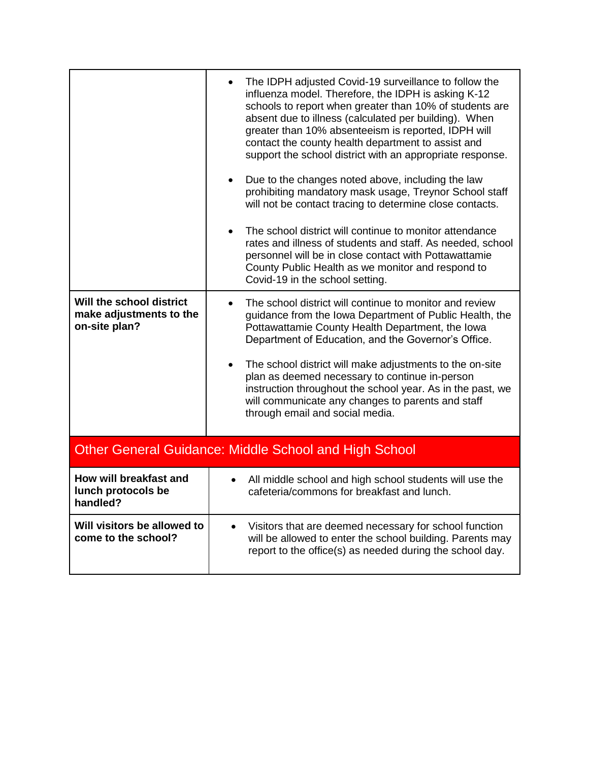| | |
|---|---|
| | • The IDPH adjusted Covid-19 surveillance to follow the influenza model. Therefore, the IDPH is asking K-12 schools to report when greater than 10% of students are absent due to illness (calculated per building). When greater than 10% absenteeism is reported, IDPH will contact the county health department to assist and support the school district with an appropriate response.<br><br>• Due to the changes noted above, including the law prohibiting mandatory mask usage, Treynor School staff will not be contact tracing to determine close contacts.<br><br>• The school district will continue to monitor attendance rates and illness of students and staff. As needed, school personnel will be in close contact with Pottawattamie County Public Health as we monitor and respond to Covid-19 in the school setting. |
| **Will the school district make adjustments to the on-site plan?** | • The school district will continue to monitor and review guidance from the Iowa Department of Public Health, the Pottawattamie County Health Department, the Iowa Department of Education, and the Governor's Office.<br><br>• The school district will make adjustments to the on-site plan as deemed necessary to continue in-person instruction throughout the school year. As in the past, we will communicate any changes to parents and staff through email and social media. |

## Other General Guidance: Middle School and High School

| | |
|---|---|
| **How will breakfast and lunch protocols be handled?** | • All middle school and high school students will use the cafeteria/commons for breakfast and lunch. |
| **Will visitors be allowed to come to the school?** | • Visitors that are deemed necessary for school function will be allowed to enter the school building. Parents may report to the office(s) as needed during the school day. |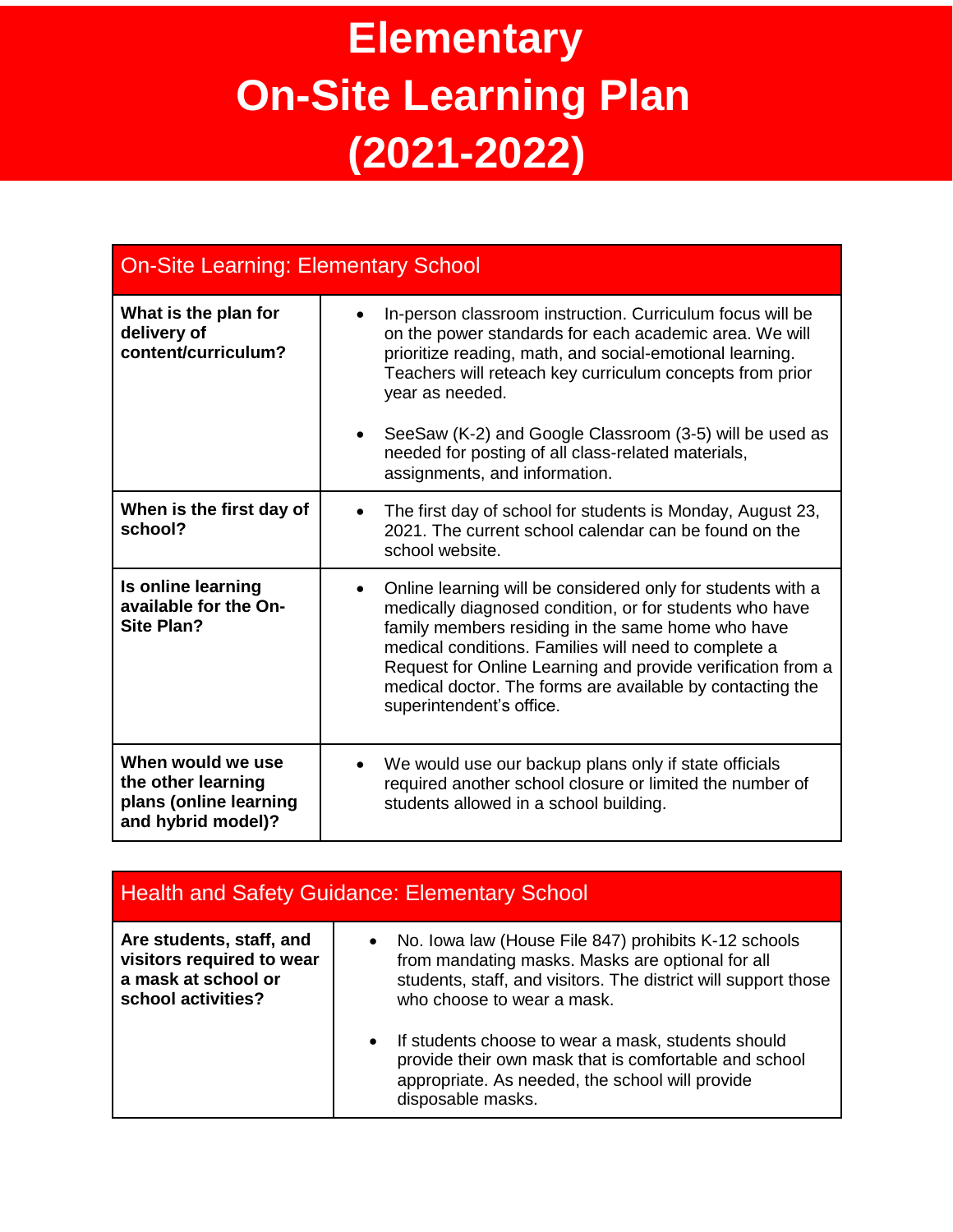# Elementary On-Site Learning Plan (2021-2022)

| On-Site Learning: Elementary School | |
|---|---|
| **What is the plan for delivery of content/curriculum?** | • In-person classroom instruction. Curriculum focus will be on the power standards for each academic area. We will prioritize reading, math, and social-emotional learning. Teachers will reteach key curriculum concepts from prior year as needed.<br><br>• SeeSaw (K-2) and Google Classroom (3-5) will be used as needed for posting of all class-related materials, assignments, and information. |
| **When is the first day of school?** | • The first day of school for students is Monday, August 23, 2021. The current school calendar can be found on the school website. |
| **Is online learning available for the On-Site Plan?** | • Online learning will be considered only for students with a medically diagnosed condition, or for students who have family members residing in the same home who have medical conditions. Families will need to complete a Request for Online Learning and provide verification from a medical doctor. The forms are available by contacting the superintendent's office. |
| **When would we use the other learning plans (online learning and hybrid model)?** | • We would use our backup plans only if state officials required another school closure or limited the number of students allowed in a school building. |

| Health and Safety Guidance: Elementary School | |
|---|---|
| **Are students, staff, and visitors required to wear a mask at school or school activities?** | • No. Iowa law (House File 847) prohibits K-12 schools from mandating masks. Masks are optional for all students, staff, and visitors. The district will support those who choose to wear a mask.<br><br>• If students choose to wear a mask, students should provide their own mask that is comfortable and school appropriate. As needed, the school will provide disposable masks. |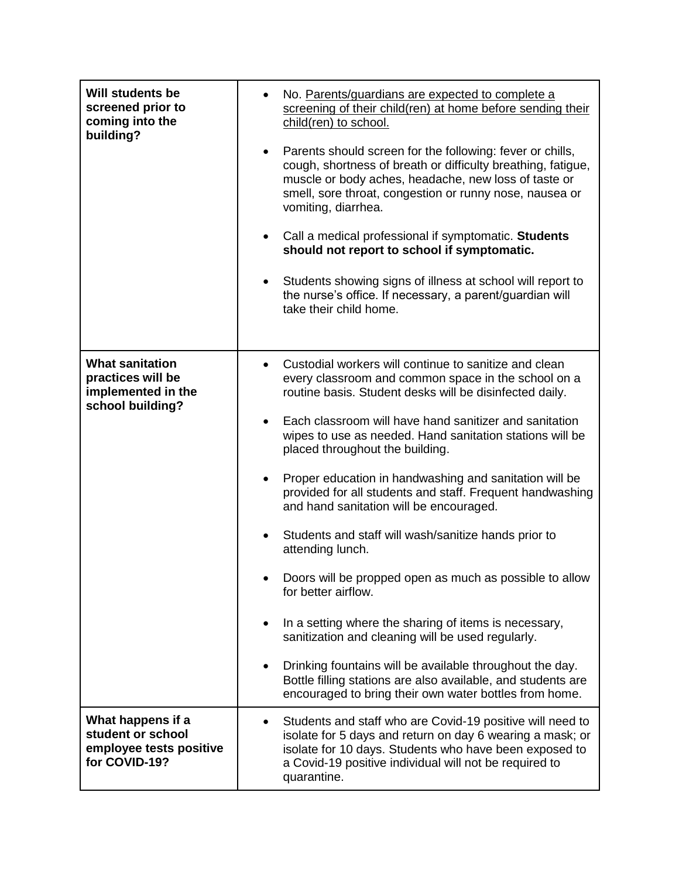| | |
|---|---|
| **Will students be screened prior to coming into the building?** | • No. Parents/guardians are expected to complete a screening of their child(ren) at home before sending their child(ren) to school.<br><br>• Parents should screen for the following: fever or chills, cough, shortness of breath or difficulty breathing, fatigue, muscle or body aches, headache, new loss of taste or smell, sore throat, congestion or runny nose, nausea or vomiting, diarrhea.<br><br>• Call a medical professional if symptomatic. **Students should not report to school if symptomatic.**<br><br>• Students showing signs of illness at school will report to the nurse's office. If necessary, a parent/guardian will take their child home. |
| **What sanitation practices will be implemented in the school building?** | • Custodial workers will continue to sanitize and clean every classroom and common space in the school on a routine basis. Student desks will be disinfected daily.<br><br>• Each classroom will have hand sanitizer and sanitation wipes to use as needed. Hand sanitation stations will be placed throughout the building.<br><br>• Proper education in handwashing and sanitation will be provided for all students and staff. Frequent handwashing and hand sanitation will be encouraged.<br><br>• Students and staff will wash/sanitize hands prior to attending lunch.<br><br>• Doors will be propped open as much as possible to allow for better airflow.<br><br>• In a setting where the sharing of items is necessary, sanitization and cleaning will be used regularly.<br><br>• Drinking fountains will be available throughout the day. Bottle filling stations are also available, and students are encouraged to bring their own water bottles from home. |
| **What happens if a student or school employee tests positive for COVID-19?** | • Students and staff who are Covid-19 positive will need to isolate for 5 days and return on day 6 wearing a mask; or isolate for 10 days. Students who have been exposed to a Covid-19 positive individual will not be required to quarantine. |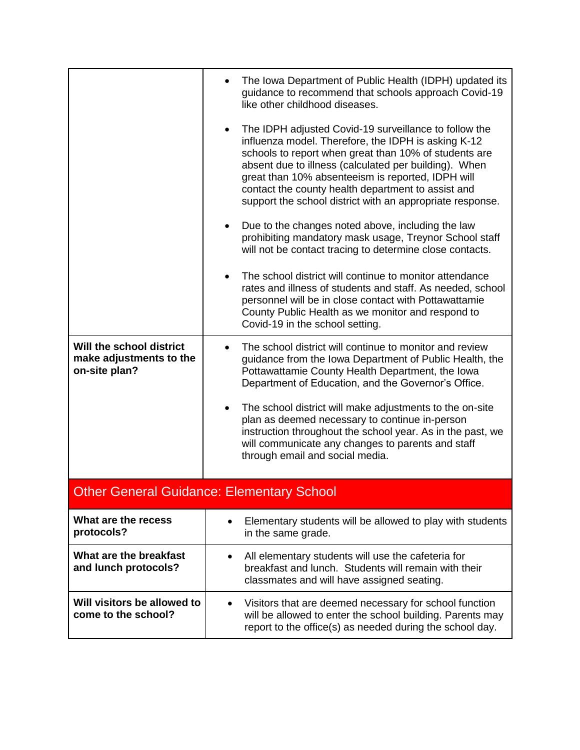| | |
|---|---|
| | • The Iowa Department of Public Health (IDPH) updated its guidance to recommend that schools approach Covid-19 like other childhood diseases.<br><br>• The IDPH adjusted Covid-19 surveillance to follow the influenza model. Therefore, the IDPH is asking K-12 schools to report when great than 10% of students are absent due to illness (calculated per building). When great than 10% absenteeism is reported, IDPH will contact the county health department to assist and support the school district with an appropriate response.<br><br>• Due to the changes noted above, including the law prohibiting mandatory mask usage, Treynor School staff will not be contact tracing to determine close contacts.<br><br>• The school district will continue to monitor attendance rates and illness of students and staff. As needed, school personnel will be in close contact with Pottawattamie County Public Health as we monitor and respond to Covid-19 in the school setting. |
| **Will the school district make adjustments to the on-site plan?** | • The school district will continue to monitor and review guidance from the Iowa Department of Public Health, the Pottawattamie County Health Department, the Iowa Department of Education, and the Governor's Office.<br><br>• The school district will make adjustments to the on-site plan as deemed necessary to continue in-person instruction throughout the school year. As in the past, we will communicate any changes to parents and staff through email and social media. |

## Other General Guidance: Elementary School

| | |
|---|---|
| **What are the recess protocols?** | • Elementary students will be allowed to play with students in the same grade. |
| **What are the breakfast and lunch protocols?** | • All elementary students will use the cafeteria for breakfast and lunch. Students will remain with their classmates and will have assigned seating. |
| **Will visitors be allowed to come to the school?** | • Visitors that are deemed necessary for school function will be allowed to enter the school building. Parents may report to the office(s) as needed during the school day. |